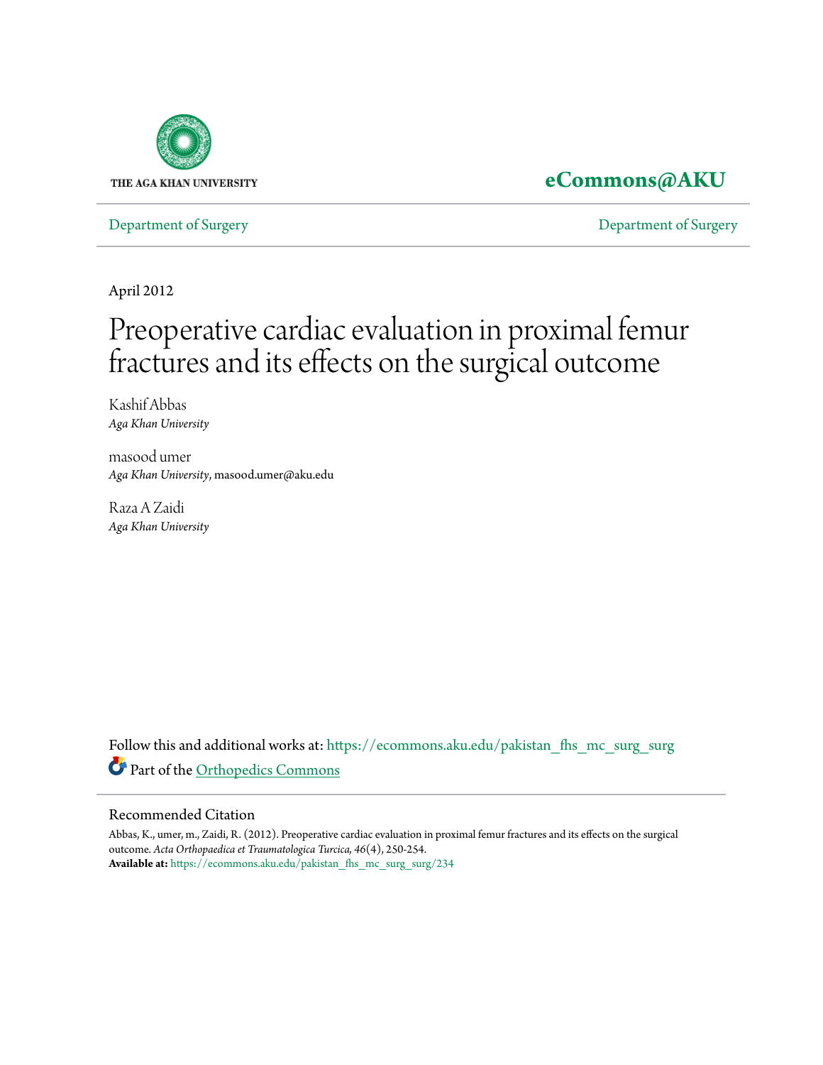THE AGA KHAN UNIVERSITY

**eCommons@AKU**

Department of Surgery　　　　Department of Surgery

April 2012

# Preoperative cardiac evaluation in proximal femur fractures and its effects on the surgical outcome

Kashif Abbas
*Aga Khan University*

masood umer
*Aga Khan University*, masood.umer@aku.edu

Raza A Zaidi
*Aga Khan University*

Follow this and additional works at: https://ecommons.aku.edu/pakistan_fhs_mc_surg_surg

Part of the Orthopedics Commons

## Recommended Citation

Abbas, K., umer, m., Zaidi, R. (2012). Preoperative cardiac evaluation in proximal femur fractures and its effects on the surgical outcome. *Acta Orthopaedica et Traumatologica Turcica, 46*(4), 250-254.
**Available at:** https://ecommons.aku.edu/pakistan_fhs_mc_surg_surg/234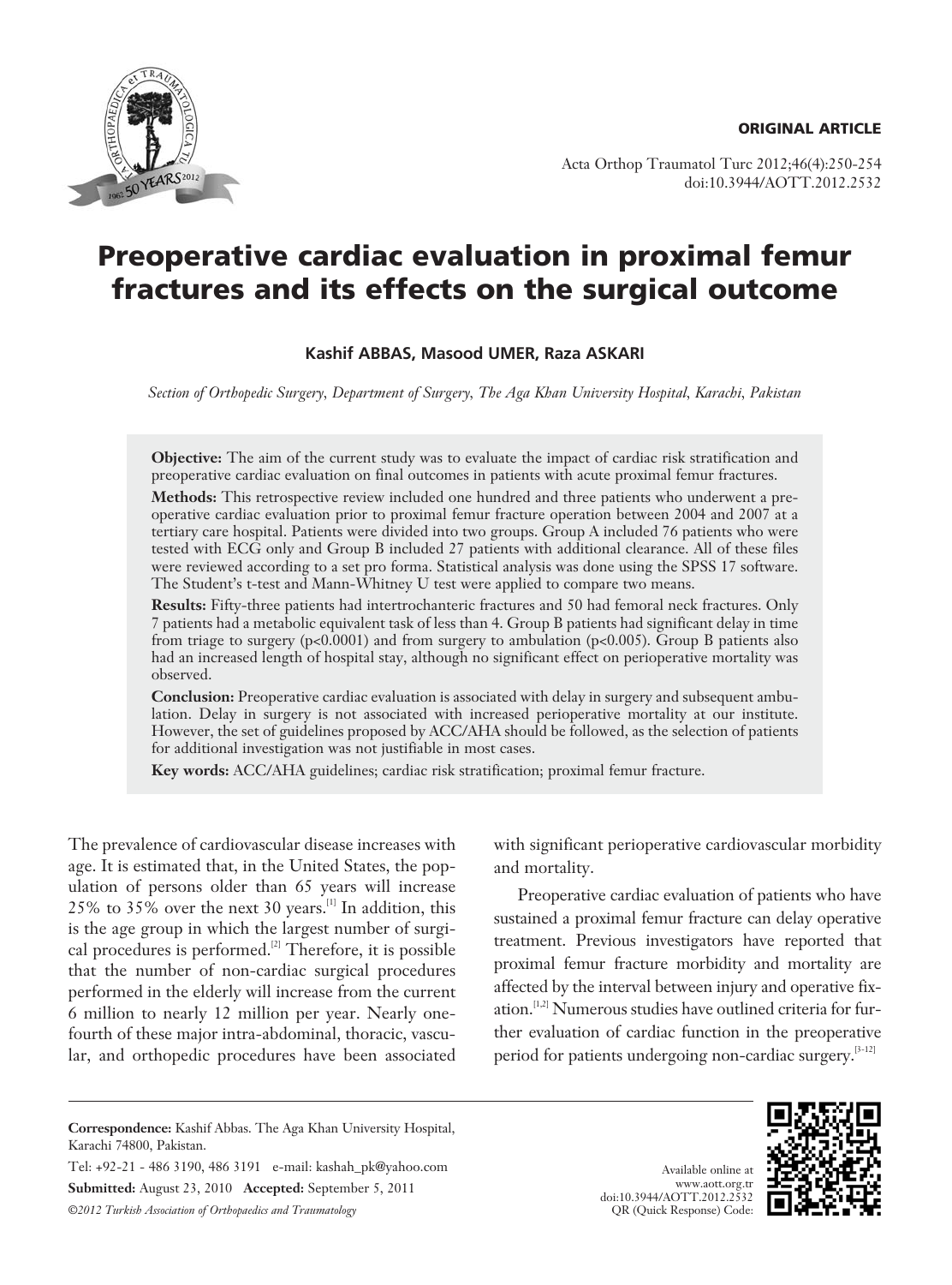ORIGINAL ARTICLE

# Preoperative cardiac evaluation in proximal femur fractures and its effects on the surgical outcome

**Kashif ABBAS, Masood UMER, Raza ASKARI**

*Section of Orthopedic Surgery, Department of Surgery, The Aga Khan University Hospital, Karachi, Pakistan*

**Objective:** The aim of the current study was to evaluate the impact of cardiac risk stratification and preoperative cardiac evaluation on final outcomes in patients with acute proximal femur fractures.

**Methods:** This retrospective review included one hundred and three patients who underwent a preoperative cardiac evaluation prior to proximal femur fracture operation between 2004 and 2007 at a tertiary care hospital. Patients were divided into two groups. Group A included 76 patients who were tested with ECG only and Group B included 27 patients with additional clearance. All of these files were reviewed according to a set pro forma. Statistical analysis was done using the SPSS 17 software. The Student's t-test and Mann-Whitney U test were applied to compare two means.

**Results:** Fifty-three patients had intertrochanteric fractures and 50 had femoral neck fractures. Only 7 patients had a metabolic equivalent task of less than 4. Group B patients had significant delay in time from triage to surgery ($p<0.0001$) and from surgery to ambulation ($p<0.005$). Group B patients also had an increased length of hospital stay, although no significant effect on perioperative mortality was observed.

**Conclusion:** Preoperative cardiac evaluation is associated with delay in surgery and subsequent ambulation. Delay in surgery is not associated with increased perioperative mortality at our institute. However, the set of guidelines proposed by ACC/AHA should be followed, as the selection of patients for additional investigation was not justifiable in most cases.

**Key words:** ACC/AHA guidelines; cardiac risk stratification; proximal femur fracture.

The prevalence of cardiovascular disease increases with age. It is estimated that, in the United States, the population of persons older than 65 years will increase 25% to 35% over the next 30 years.[1] In addition, this is the age group in which the largest number of surgical procedures is performed.[2] Therefore, it is possible that the number of non-cardiac surgical procedures performed in the elderly will increase from the current 6 million to nearly 12 million per year. Nearly one-fourth of these major intra-abdominal, thoracic, vascular, and orthopedic procedures have been associated with significant perioperative cardiovascular morbidity and mortality.

Preoperative cardiac evaluation of patients who have sustained a proximal femur fracture can delay operative treatment. Previous investigators have reported that proximal femur fracture morbidity and mortality are affected by the interval between injury and operative fixation.[1,2] Numerous studies have outlined criteria for further evaluation of cardiac function in the preoperative period for patients undergoing non-cardiac surgery.[3-12]

**Correspondence:** Kashif Abbas. The Aga Khan University Hospital, Karachi 74800, Pakistan.

Tel: +92-21 - 486 3190, 486 3191 e-mail: kashah_pk@yahoo.com

**Submitted:** August 23, 2010 **Accepted:** September 5, 2011

*©2012 Turkish Association of Orthopaedics and Traumatology*

Available online at www.aott.org.tr doi:10.3944/AOTT.2012.2532 QR (Quick Response) Code: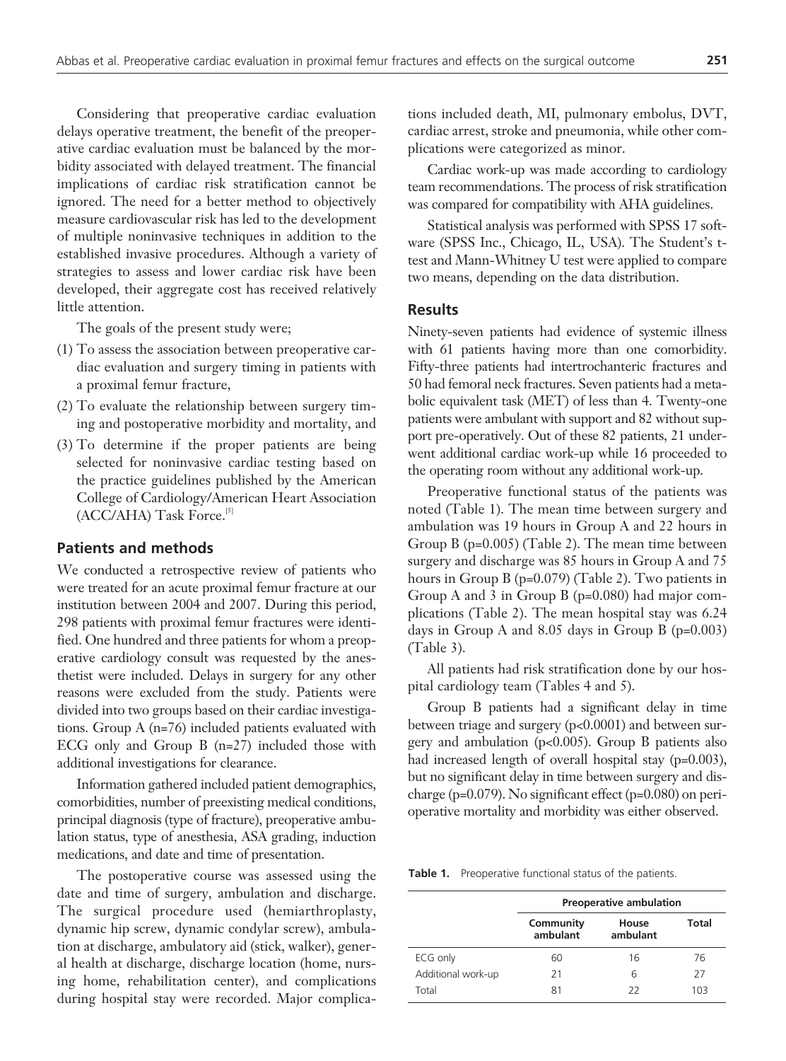Considering that preoperative cardiac evaluation delays operative treatment, the benefit of the preoperative cardiac evaluation must be balanced by the morbidity associated with delayed treatment. The financial implications of cardiac risk stratification cannot be ignored. The need for a better method to objectively measure cardiovascular risk has led to the development of multiple noninvasive techniques in addition to the established invasive procedures. Although a variety of strategies to assess and lower cardiac risk have been developed, their aggregate cost has received relatively little attention.

The goals of the present study were;

(1) To assess the association between preoperative cardiac evaluation and surgery timing in patients with a proximal femur fracture,

(2) To evaluate the relationship between surgery timing and postoperative morbidity and mortality, and

(3) To determine if the proper patients are being selected for noninvasive cardiac testing based on the practice guidelines published by the American College of Cardiology/American Heart Association (ACC/AHA) Task Force.[5]

## Patients and methods

We conducted a retrospective review of patients who were treated for an acute proximal femur fracture at our institution between 2004 and 2007. During this period, 298 patients with proximal femur fractures were identified. One hundred and three patients for whom a preoperative cardiology consult was requested by the anesthetist were included. Delays in surgery for any other reasons were excluded from the study. Patients were divided into two groups based on their cardiac investigations. Group A (n=76) included patients evaluated with ECG only and Group B (n=27) included those with additional investigations for clearance.

Information gathered included patient demographics, comorbidities, number of preexisting medical conditions, principal diagnosis (type of fracture), preoperative ambulation status, type of anesthesia, ASA grading, induction medications, and date and time of presentation.

The postoperative course was assessed using the date and time of surgery, ambulation and discharge. The surgical procedure used (hemiarthroplasty, dynamic hip screw, dynamic condylar screw), ambulation at discharge, ambulatory aid (stick, walker), general health at discharge, discharge location (home, nursing home, rehabilitation center), and complications during hospital stay were recorded. Major complications included death, MI, pulmonary embolus, DVT, cardiac arrest, stroke and pneumonia, while other complications were categorized as minor.

Cardiac work-up was made according to cardiology team recommendations. The process of risk stratification was compared for compatibility with AHA guidelines.

Statistical analysis was performed with SPSS 17 software (SPSS Inc., Chicago, IL, USA). The Student's t-test and Mann-Whitney U test were applied to compare two means, depending on the data distribution.

## Results

Ninety-seven patients had evidence of systemic illness with 61 patients having more than one comorbidity. Fifty-three patients had intertrochanteric fractures and 50 had femoral neck fractures. Seven patients had a metabolic equivalent task (MET) of less than 4. Twenty-one patients were ambulant with support and 82 without support pre-operatively. Out of these 82 patients, 21 underwent additional cardiac work-up while 16 proceeded to the operating room without any additional work-up.

Preoperative functional status of the patients was noted (Table 1). The mean time between surgery and ambulation was 19 hours in Group A and 22 hours in Group B (p=0.005) (Table 2). The mean time between surgery and discharge was 85 hours in Group A and 75 hours in Group B (p=0.079) (Table 2). Two patients in Group A and 3 in Group B (p=0.080) had major complications (Table 2). The mean hospital stay was 6.24 days in Group A and 8.05 days in Group B (p=0.003) (Table 3).

All patients had risk stratification done by our hospital cardiology team (Tables 4 and 5).

Group B patients had a significant delay in time between triage and surgery (p<0.0001) and between surgery and ambulation (p<0.005). Group B patients also had increased length of overall hospital stay (p=0.003), but no significant delay in time between surgery and discharge (p=0.079). No significant effect (p=0.080) on perioperative mortality and morbidity was either observed.

**Table 1.** Preoperative functional status of the patients.

| | Preoperative ambulation | | |
|---|---|---|---|
| | Community ambulant | House ambulant | Total |
| ECG only | 60 | 16 | 76 |
| Additional work-up | 21 | 6 | 27 |
| Total | 81 | 22 | 103 |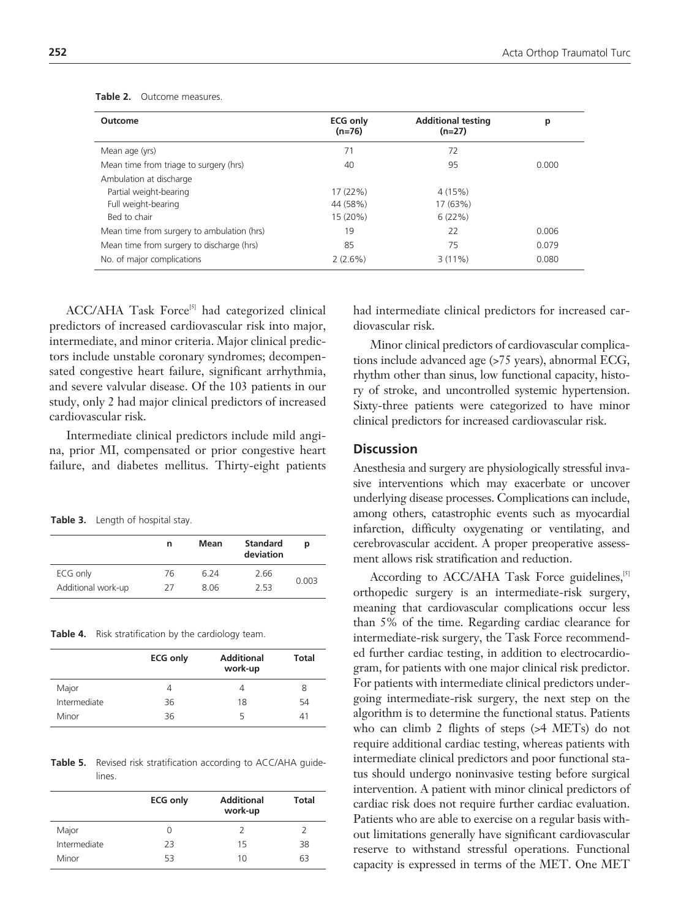**Table 2.** Outcome measures.

| Outcome | ECG only (n=76) | Additional testing (n=27) | p |
|---|---|---|---|
| Mean age (yrs) | 71 | 72 | |
| Mean time from triage to surgery (hrs) | 40 | 95 | 0.000 |
| Ambulation at discharge | | | |
| Partial weight-bearing | 17 (22%) | 4 (15%) | |
| Full weight-bearing | 44 (58%) | 17 (63%) | |
| Bed to chair | 15 (20%) | 6 (22%) | |
| Mean time from surgery to ambulation (hrs) | 19 | 22 | 0.006 |
| Mean time from surgery to discharge (hrs) | 85 | 75 | 0.079 |
| No. of major complications | 2 (2.6%) | 3 (11%) | 0.080 |

ACC/AHA Task Force[5] had categorized clinical predictors of increased cardiovascular risk into major, intermediate, and minor criteria. Major clinical predictors include unstable coronary syndromes; decompensated congestive heart failure, significant arrhythmia, and severe valvular disease. Of the 103 patients in our study, only 2 had major clinical predictors of increased cardiovascular risk.

Intermediate clinical predictors include mild angina, prior MI, compensated or prior congestive heart failure, and diabetes mellitus. Thirty-eight patients had intermediate clinical predictors for increased cardiovascular risk.

Minor clinical predictors of cardiovascular complications include advanced age (>75 years), abnormal ECG, rhythm other than sinus, low functional capacity, history of stroke, and uncontrolled systemic hypertension. Sixty-three patients were categorized to have minor clinical predictors for increased cardiovascular risk.

**Table 3.** Length of hospital stay.

| | n | Mean | Standard deviation | p |
|---|---|---|---|---|
| ECG only | 76 | 6.24 | 2.66 | 0.003 |
| Additional work-up | 27 | 8.06 | 2.53 | |

**Table 4.** Risk stratification by the cardiology team.

| | ECG only | Additional work-up | Total |
|---|---|---|---|
| Major | 4 | 4 | 8 |
| Intermediate | 36 | 18 | 54 |
| Minor | 36 | 5 | 41 |

**Table 5.** Revised risk stratification according to ACC/AHA guidelines.

| | ECG only | Additional work-up | Total |
|---|---|---|---|
| Major | 0 | 2 | 2 |
| Intermediate | 23 | 15 | 38 |
| Minor | 53 | 10 | 63 |

## Discussion

Anesthesia and surgery are physiologically stressful invasive interventions which may exacerbate or uncover underlying disease processes. Complications can include, among others, catastrophic events such as myocardial infarction, difficulty oxygenating or ventilating, and cerebrovascular accident. A proper preoperative assessment allows risk stratification and reduction.

According to ACC/AHA Task Force guidelines,[5] orthopedic surgery is an intermediate-risk surgery, meaning that cardiovascular complications occur less than 5% of the time. Regarding cardiac clearance for intermediate-risk surgery, the Task Force recommended further cardiac testing, in addition to electrocardiogram, for patients with one major clinical risk predictor. For patients with intermediate clinical predictors undergoing intermediate-risk surgery, the next step on the algorithm is to determine the functional status. Patients who can climb 2 flights of steps (>4 METs) do not require additional cardiac testing, whereas patients with intermediate clinical predictors and poor functional status should undergo noninvasive testing before surgical intervention. A patient with minor clinical predictors of cardiac risk does not require further cardiac evaluation. Patients who are able to exercise on a regular basis without limitations generally have significant cardiovascular reserve to withstand stressful operations. Functional capacity is expressed in terms of the MET. One MET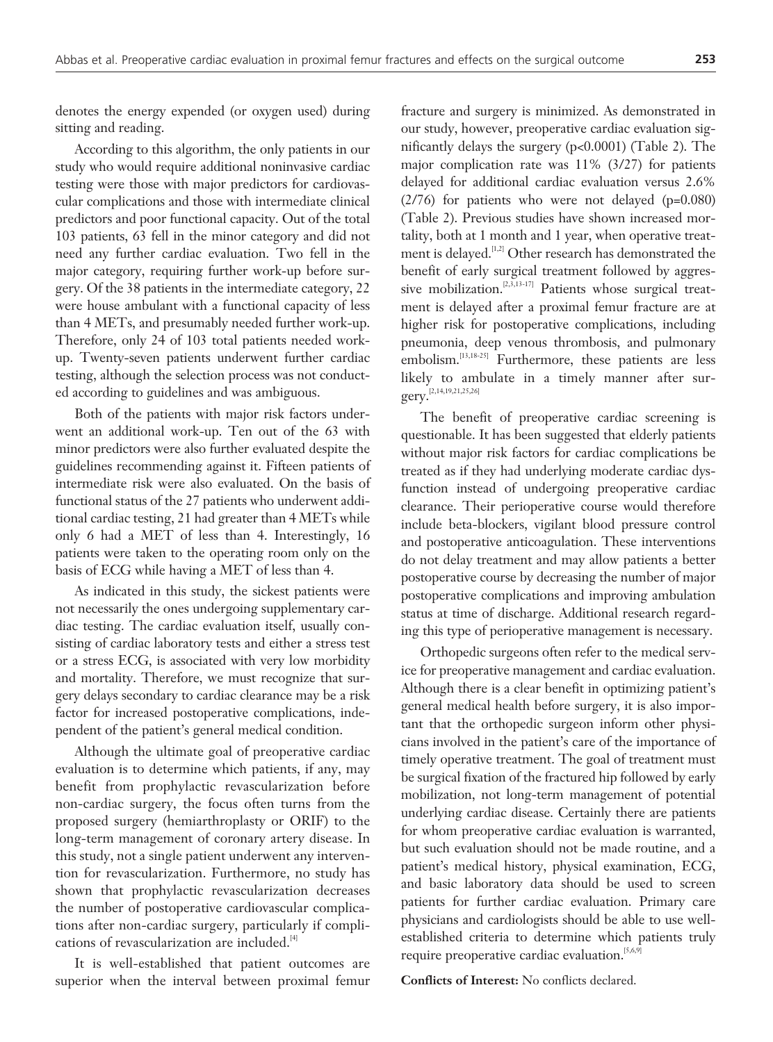denotes the energy expended (or oxygen used) during sitting and reading.

According to this algorithm, the only patients in our study who would require additional noninvasive cardiac testing were those with major predictors for cardiovascular complications and those with intermediate clinical predictors and poor functional capacity. Out of the total 103 patients, 63 fell in the minor category and did not need any further cardiac evaluation. Two fell in the major category, requiring further work-up before surgery. Of the 38 patients in the intermediate category, 22 were house ambulant with a functional capacity of less than 4 METs, and presumably needed further work-up. Therefore, only 24 of 103 total patients needed work-up. Twenty-seven patients underwent further cardiac testing, although the selection process was not conducted according to guidelines and was ambiguous.

Both of the patients with major risk factors underwent an additional work-up. Ten out of the 63 with minor predictors were also further evaluated despite the guidelines recommending against it. Fifteen patients of intermediate risk were also evaluated. On the basis of functional status of the 27 patients who underwent additional cardiac testing, 21 had greater than 4 METs while only 6 had a MET of less than 4. Interestingly, 16 patients were taken to the operating room only on the basis of ECG while having a MET of less than 4.

As indicated in this study, the sickest patients were not necessarily the ones undergoing supplementary cardiac testing. The cardiac evaluation itself, usually consisting of cardiac laboratory tests and either a stress test or a stress ECG, is associated with very low morbidity and mortality. Therefore, we must recognize that surgery delays secondary to cardiac clearance may be a risk factor for increased postoperative complications, independent of the patient's general medical condition.

Although the ultimate goal of preoperative cardiac evaluation is to determine which patients, if any, may benefit from prophylactic revascularization before non-cardiac surgery, the focus often turns from the proposed surgery (hemiarthroplasty or ORIF) to the long-term management of coronary artery disease. In this study, not a single patient underwent any intervention for revascularization. Furthermore, no study has shown that prophylactic revascularization decreases the number of postoperative cardiovascular complications after non-cardiac surgery, particularly if complications of revascularization are included.[4]

It is well-established that patient outcomes are superior when the interval between proximal femur fracture and surgery is minimized. As demonstrated in our study, however, preoperative cardiac evaluation significantly delays the surgery ($p<0.0001$) (Table 2). The major complication rate was 11% (3/27) for patients delayed for additional cardiac evaluation versus 2.6% (2/76) for patients who were not delayed ($p=0.080$) (Table 2). Previous studies have shown increased mortality, both at 1 month and 1 year, when operative treatment is delayed.[1,2] Other research has demonstrated the benefit of early surgical treatment followed by aggressive mobilization.[2,3,13-17] Patients whose surgical treatment is delayed after a proximal femur fracture are at higher risk for postoperative complications, including pneumonia, deep venous thrombosis, and pulmonary embolism.[13,18-25] Furthermore, these patients are less likely to ambulate in a timely manner after surgery.[2,14,19,21,25,26]

The benefit of preoperative cardiac screening is questionable. It has been suggested that elderly patients without major risk factors for cardiac complications be treated as if they had underlying moderate cardiac dysfunction instead of undergoing preoperative cardiac clearance. Their perioperative course would therefore include beta-blockers, vigilant blood pressure control and postoperative anticoagulation. These interventions do not delay treatment and may allow patients a better postoperative course by decreasing the number of major postoperative complications and improving ambulation status at time of discharge. Additional research regarding this type of perioperative management is necessary.

Orthopedic surgeons often refer to the medical service for preoperative management and cardiac evaluation. Although there is a clear benefit in optimizing patient's general medical health before surgery, it is also important that the orthopedic surgeon inform other physicians involved in the patient's care of the importance of timely operative treatment. The goal of treatment must be surgical fixation of the fractured hip followed by early mobilization, not long-term management of potential underlying cardiac disease. Certainly there are patients for whom preoperative cardiac evaluation is warranted, but such evaluation should not be made routine, and a patient's medical history, physical examination, ECG, and basic laboratory data should be used to screen patients for further cardiac evaluation. Primary care physicians and cardiologists should be able to use well-established criteria to determine which patients truly require preoperative cardiac evaluation.[5,6,9]

**Conflicts of Interest:** No conflicts declared.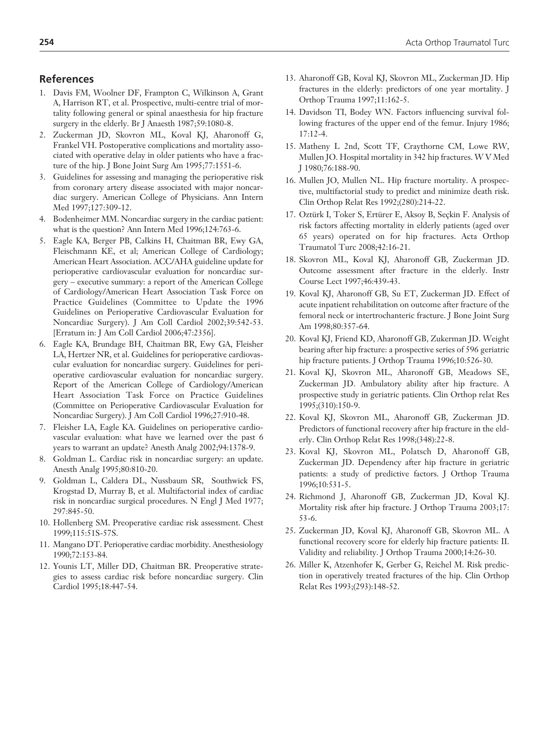## References

1. Davis FM, Woolner DF, Frampton C, Wilkinson A, Grant A, Harrison RT, et al. Prospective, multi-centre trial of mortality following general or spinal anaesthesia for hip fracture surgery in the elderly. Br J Anaesth 1987;59:1080-8.
2. Zuckerman JD, Skovron ML, Koval KJ, Aharonoff G, Frankel VH. Postoperative complications and mortality associated with operative delay in older patients who have a fracture of the hip. J Bone Joint Surg Am 1995;77:1551-6.
3. Guidelines for assessing and managing the perioperative risk from coronary artery disease associated with major noncardiac surgery. American College of Physicians. Ann Intern Med 1997;127:309-12.
4. Bodenheimer MM. Noncardiac surgery in the cardiac patient: what is the question? Ann Intern Med 1996;124:763-6.
5. Eagle KA, Berger PB, Calkins H, Chaitman BR, Ewy GA, Fleischmann KE, et al; American College of Cardiology; American Heart Association. ACC/AHA guideline update for perioperative cardiovascular evaluation for noncardiac surgery – executive summary: a report of the American College of Cardiology/American Heart Association Task Force on Practice Guidelines (Committee to Update the 1996 Guidelines on Perioperative Cardiovascular Evaluation for Noncardiac Surgery). J Am Coll Cardiol 2002;39:542-53. [Erratum in: J Am Coll Cardiol 2006;47:2356].
6. Eagle KA, Brundage BH, Chaitman BR, Ewy GA, Fleisher LA, Hertzer NR, et al. Guidelines for perioperative cardiovascular evaluation for noncardiac surgery. Guidelines for perioperative cardiovascular evaluation for noncardiac surgery. Report of the American College of Cardiology/American Heart Association Task Force on Practice Guidelines (Committee on Perioperative Cardiovascular Evaluation for Noncardiac Surgery). J Am Coll Cardiol 1996;27:910-48.
7. Fleisher LA, Eagle KA. Guidelines on perioperative cardiovascular evaluation: what have we learned over the past 6 years to warrant an update? Anesth Analg 2002;94:1378-9.
8. Goldman L. Cardiac risk in noncardiac surgery: an update. Anesth Analg 1995;80:810-20.
9. Goldman L, Caldera DL, Nussbaum SR, Southwick FS, Krogstad D, Murray B, et al. Multifactorial index of cardiac risk in noncardiac surgical procedures. N Engl J Med 1977; 297:845-50.
10. Hollenberg SM. Preoperative cardiac risk assessment. Chest 1999;115:51S-57S.
11. Mangano DT. Perioperative cardiac morbidity. Anesthesiology 1990;72:153-84.
12. Younis LT, Miller DD, Chaitman BR. Preoperative strategies to assess cardiac risk before noncardiac surgery. Clin Cardiol 1995;18:447-54.
13. Aharonoff GB, Koval KJ, Skovron ML, Zuckerman JD. Hip fractures in the elderly: predictors of one year mortality. J Orthop Trauma 1997;11:162-5.
14. Davidson TI, Bodey WN. Factors influencing survival following fractures of the upper end of the femur. Injury 1986; 17:12-4.
15. Matheny L 2nd, Scott TF, Craythorne CM, Lowe RW, Mullen JO. Hospital mortality in 342 hip fractures. W V Med J 1980;76:188-90.
16. Mullen JO, Mullen NL. Hip fracture mortality. A prospective, multifactorial study to predict and minimize death risk. Clin Orthop Relat Res 1992;(280):214-22.
17. Oztürk I, Toker S, Ertürer E, Aksoy B, Seçkin F. Analysis of risk factors affecting mortality in elderly patients (aged over 65 years) operated on for hip fractures. Acta Orthop Traumatol Turc 2008;42:16-21.
18. Skovron ML, Koval KJ, Aharonoff GB, Zuckerman JD. Outcome assessment after fracture in the elderly. Instr Course Lect 1997;46:439-43.
19. Koval KJ, Aharonoff GB, Su ET, Zuckerman JD. Effect of acute inpatient rehabilitation on outcome after fracture of the femoral neck or intertrochanteric fracture. J Bone Joint Surg Am 1998;80:357-64.
20. Koval KJ, Friend KD, Aharonoff GB, Zukerman JD. Weight bearing after hip fracture: a prospective series of 596 geriatric hip fracture patients. J Orthop Trauma 1996;10:526-30.
21. Koval KJ, Skovron ML, Aharonoff GB, Meadows SE, Zuckerman JD. Ambulatory ability after hip fracture. A prospective study in geriatric patients. Clin Orthop relat Res 1995;(310):150-9.
22. Koval KJ, Skovron ML, Aharonoff GB, Zuckerman JD. Predictors of functional recovery after hip fracture in the elderly. Clin Orthop Relat Res 1998;(348):22-8.
23. Koval KJ, Skovron ML, Polatsch D, Aharonoff GB, Zuckerman JD. Dependency after hip fracture in geriatric patients: a study of predictive factors. J Orthop Trauma 1996;10:531-5.
24. Richmond J, Aharonoff GB, Zuckerman JD, Koval KJ. Mortality risk after hip fracture. J Orthop Trauma 2003;17: 53-6.
25. Zuckerman JD, Koval KJ, Aharonoff GB, Skovron ML. A functional recovery score for elderly hip fracture patients: II. Validity and reliability. J Orthop Trauma 2000;14:26-30.
26. Miller K, Atzenhofer K, Gerber G, Reichel M. Risk prediction in operatively treated fractures of the hip. Clin Orthop Relat Res 1993;(293):148-52.